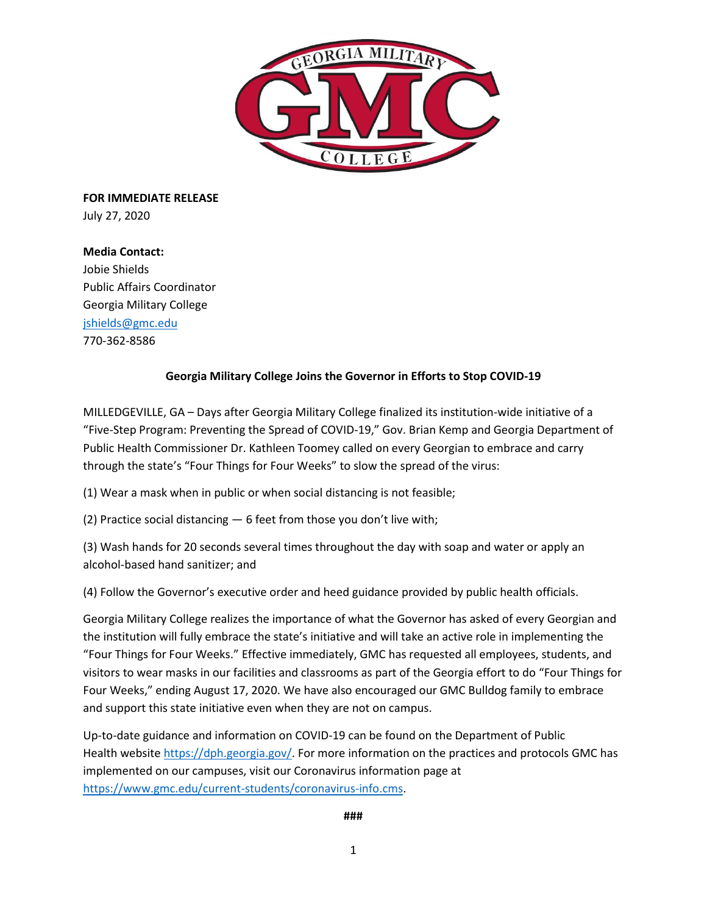**FOR IMMEDIATE RELEASE**
July 27, 2020

**Media Contact:**
Jobie Shields
Public Affairs Coordinator
Georgia Military College
jshields@gmc.edu
770-362-8586

**Georgia Military College Joins the Governor in Efforts to Stop COVID-19**

MILLEDGEVILLE, GA – Days after Georgia Military College finalized its institution-wide initiative of a "Five-Step Program: Preventing the Spread of COVID-19," Gov. Brian Kemp and Georgia Department of Public Health Commissioner Dr. Kathleen Toomey called on every Georgian to embrace and carry through the state's "Four Things for Four Weeks" to slow the spread of the virus:

(1) Wear a mask when in public or when social distancing is not feasible;

(2) Practice social distancing — 6 feet from those you don't live with;

(3) Wash hands for 20 seconds several times throughout the day with soap and water or apply an alcohol-based hand sanitizer; and

(4) Follow the Governor's executive order and heed guidance provided by public health officials.

Georgia Military College realizes the importance of what the Governor has asked of every Georgian and the institution will fully embrace the state's initiative and will take an active role in implementing the "Four Things for Four Weeks." Effective immediately, GMC has requested all employees, students, and visitors to wear masks in our facilities and classrooms as part of the Georgia effort to do "Four Things for Four Weeks," ending August 17, 2020. We have also encouraged our GMC Bulldog family to embrace and support this state initiative even when they are not on campus.

Up-to-date guidance and information on COVID-19 can be found on the Department of Public Health website https://dph.georgia.gov/. For more information on the practices and protocols GMC has implemented on our campuses, visit our Coronavirus information page at https://www.gmc.edu/current-students/coronavirus-info.cms.

###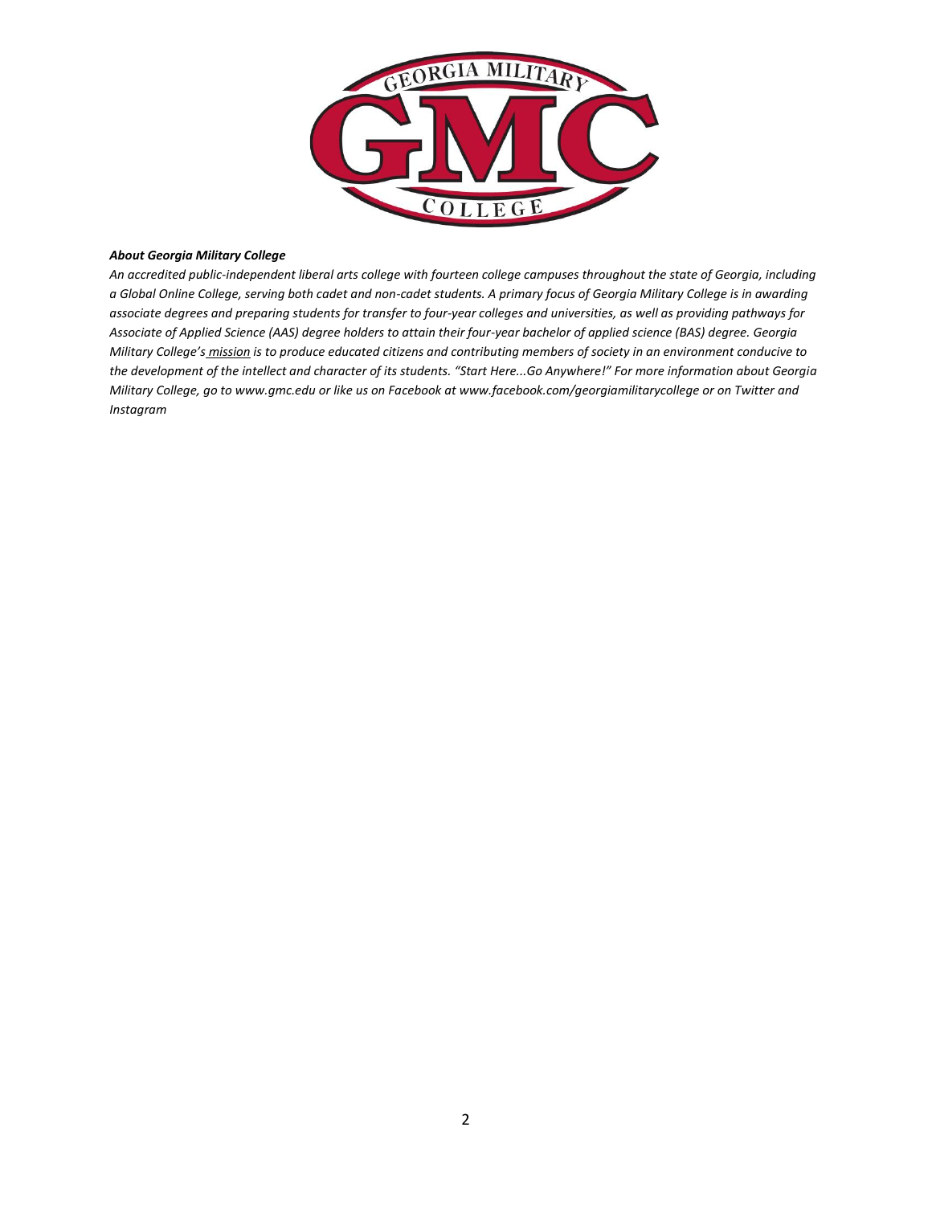***About Georgia Military College***

*An accredited public-independent liberal arts college with fourteen college campuses throughout the state of Georgia, including a Global Online College, serving both cadet and non-cadet students. A primary focus of Georgia Military College is in awarding associate degrees and preparing students for transfer to four-year colleges and universities, as well as providing pathways for Associate of Applied Science (AAS) degree holders to attain their four-year bachelor of applied science (BAS) degree. Georgia Military College's mission is to produce educated citizens and contributing members of society in an environment conducive to the development of the intellect and character of its students. "Start Here...Go Anywhere!" For more information about Georgia Military College, go to www.gmc.edu or like us on Facebook at www.facebook.com/georgiamilitarycollege or on Twitter and Instagram*